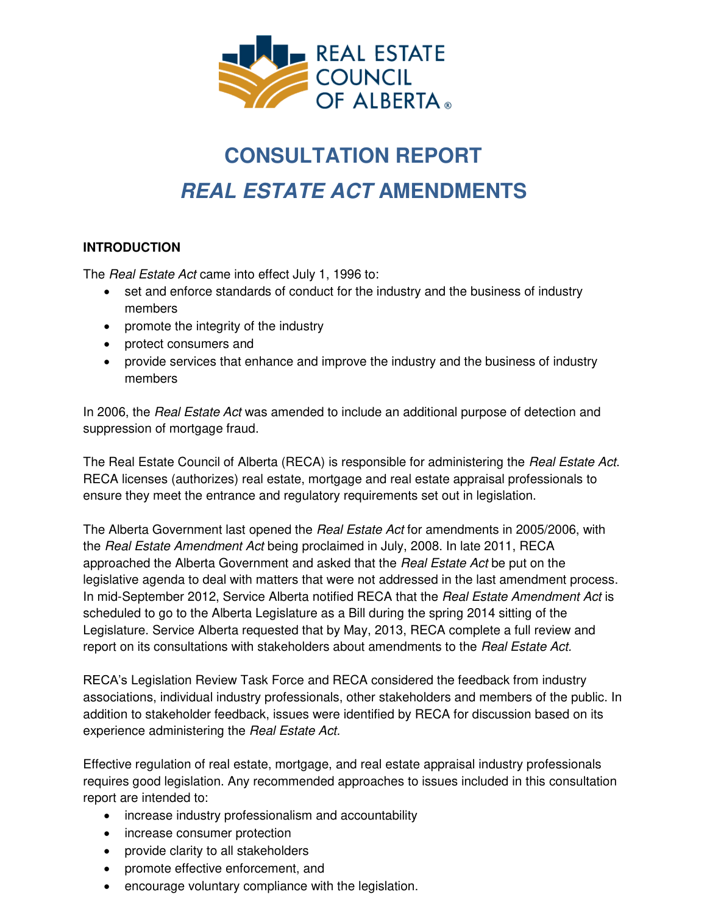REAL ESTATE COUNCIL OF ALBERTA®

# CONSULTATION REPORT
# *REAL ESTATE ACT* AMENDMENTS

## INTRODUCTION

The *Real Estate Act* came into effect July 1, 1996 to:

- set and enforce standards of conduct for the industry and the business of industry members
- promote the integrity of the industry
- protect consumers and
- provide services that enhance and improve the industry and the business of industry members

In 2006, the *Real Estate Act* was amended to include an additional purpose of detection and suppression of mortgage fraud.

The Real Estate Council of Alberta (RECA) is responsible for administering the *Real Estate Act*. RECA licenses (authorizes) real estate, mortgage and real estate appraisal professionals to ensure they meet the entrance and regulatory requirements set out in legislation.

The Alberta Government last opened the *Real Estate Act* for amendments in 2005/2006, with the *Real Estate Amendment Act* being proclaimed in July, 2008. In late 2011, RECA approached the Alberta Government and asked that the *Real Estate Act* be put on the legislative agenda to deal with matters that were not addressed in the last amendment process. In mid-September 2012, Service Alberta notified RECA that the *Real Estate Amendment Act* is scheduled to go to the Alberta Legislature as a Bill during the spring 2014 sitting of the Legislature. Service Alberta requested that by May, 2013, RECA complete a full review and report on its consultations with stakeholders about amendments to the *Real Estate Act*.

RECA's Legislation Review Task Force and RECA considered the feedback from industry associations, individual industry professionals, other stakeholders and members of the public. In addition to stakeholder feedback, issues were identified by RECA for discussion based on its experience administering the *Real Estate Act*.

Effective regulation of real estate, mortgage, and real estate appraisal industry professionals requires good legislation. Any recommended approaches to issues included in this consultation report are intended to:

- increase industry professionalism and accountability
- increase consumer protection
- provide clarity to all stakeholders
- promote effective enforcement, and
- encourage voluntary compliance with the legislation.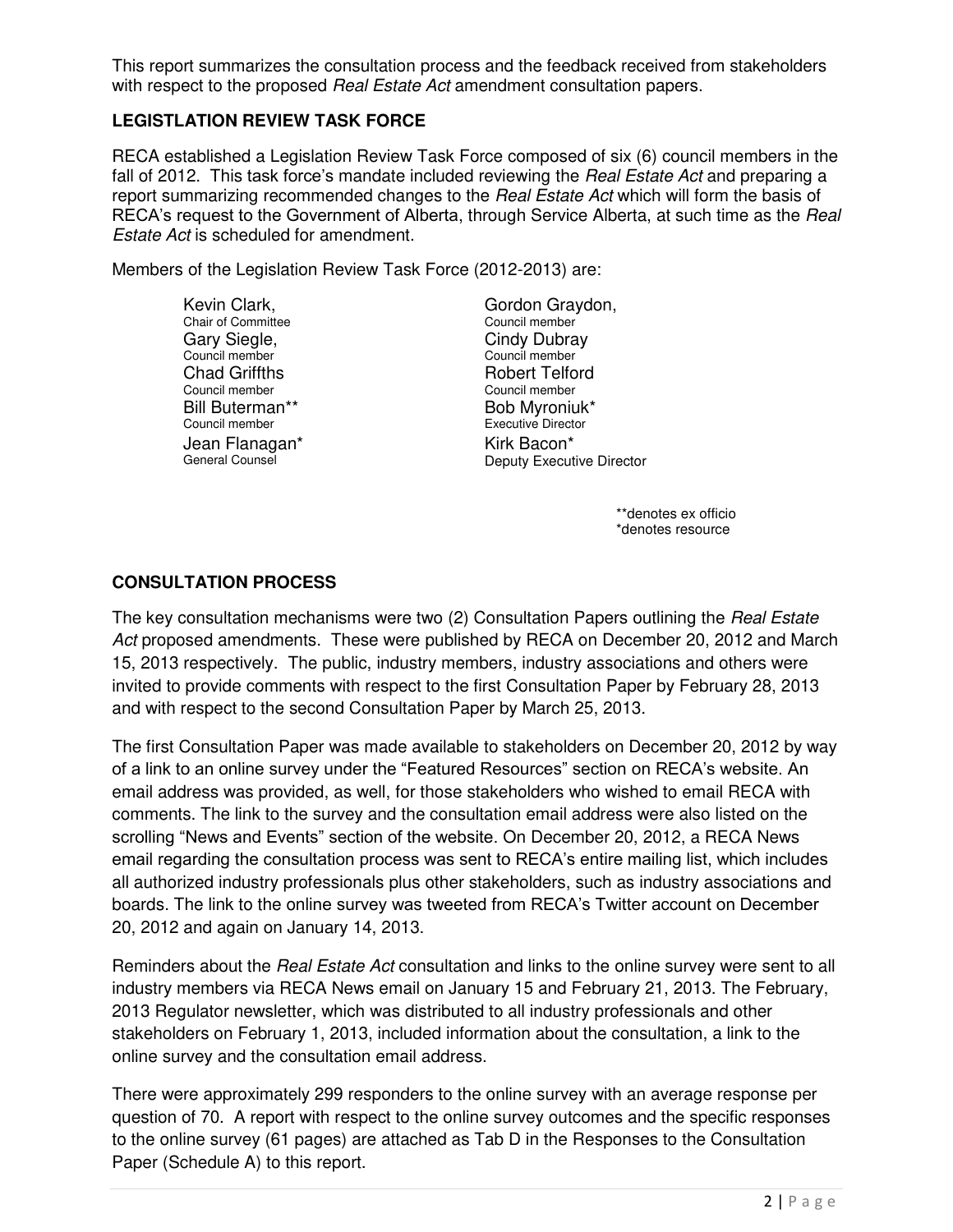This report summarizes the consultation process and the feedback received from stakeholders with respect to the proposed *Real Estate Act* amendment consultation papers.

## LEGISTLATION REVIEW TASK FORCE

RECA established a Legislation Review Task Force composed of six (6) council members in the fall of 2012. This task force's mandate included reviewing the *Real Estate Act* and preparing a report summarizing recommended changes to the *Real Estate Act* which will form the basis of RECA's request to the Government of Alberta, through Service Alberta, at such time as the *Real Estate Act* is scheduled for amendment.

Members of the Legislation Review Task Force (2012-2013) are:

- Kevin Clark, Chair of Committee
- Gary Siegle, Council member
- Chad Griffths, Council member
- Bill Buterman**, Council member
- Jean Flanagan*, General Counsel
- Gordon Graydon, Council member
- Cindy Dubray, Council member
- Robert Telford, Council member
- Bob Myroniuk*, Executive Director
- Kirk Bacon*, Deputy Executive Director

**denotes ex officio
*denotes resource

## CONSULTATION PROCESS

The key consultation mechanisms were two (2) Consultation Papers outlining the *Real Estate Act* proposed amendments. These were published by RECA on December 20, 2012 and March 15, 2013 respectively. The public, industry members, industry associations and others were invited to provide comments with respect to the first Consultation Paper by February 28, 2013 and with respect to the second Consultation Paper by March 25, 2013.

The first Consultation Paper was made available to stakeholders on December 20, 2012 by way of a link to an online survey under the "Featured Resources" section on RECA's website. An email address was provided, as well, for those stakeholders who wished to email RECA with comments. The link to the survey and the consultation email address were also listed on the scrolling "News and Events" section of the website. On December 20, 2012, a RECA News email regarding the consultation process was sent to RECA's entire mailing list, which includes all authorized industry professionals plus other stakeholders, such as industry associations and boards. The link to the online survey was tweeted from RECA's Twitter account on December 20, 2012 and again on January 14, 2013.

Reminders about the *Real Estate Act* consultation and links to the online survey were sent to all industry members via RECA News email on January 15 and February 21, 2013. The February, 2013 Regulator newsletter, which was distributed to all industry professionals and other stakeholders on February 1, 2013, included information about the consultation, a link to the online survey and the consultation email address.

There were approximately 299 responders to the online survey with an average response per question of 70. A report with respect to the online survey outcomes and the specific responses to the online survey (61 pages) are attached as Tab D in the Responses to the Consultation Paper (Schedule A) to this report.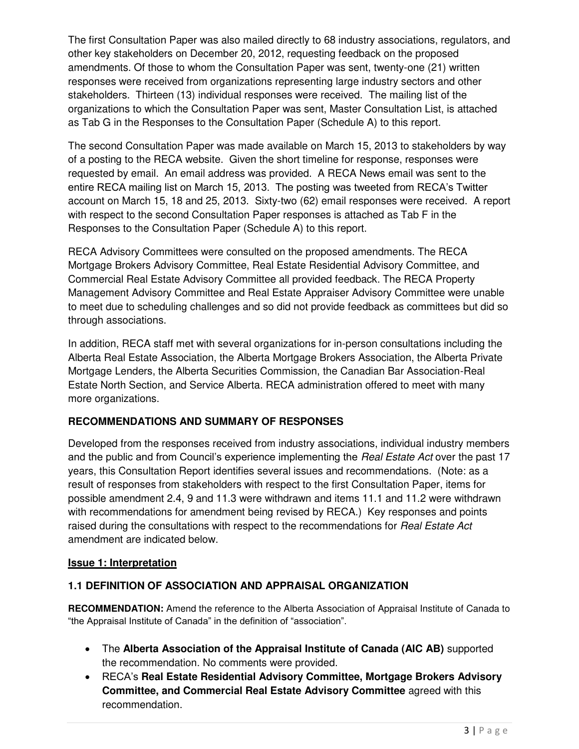The first Consultation Paper was also mailed directly to 68 industry associations, regulators, and other key stakeholders on December 20, 2012, requesting feedback on the proposed amendments. Of those to whom the Consultation Paper was sent, twenty-one (21) written responses were received from organizations representing large industry sectors and other stakeholders. Thirteen (13) individual responses were received. The mailing list of the organizations to which the Consultation Paper was sent, Master Consultation List, is attached as Tab G in the Responses to the Consultation Paper (Schedule A) to this report.

The second Consultation Paper was made available on March 15, 2013 to stakeholders by way of a posting to the RECA website. Given the short timeline for response, responses were requested by email. An email address was provided. A RECA News email was sent to the entire RECA mailing list on March 15, 2013. The posting was tweeted from RECA's Twitter account on March 15, 18 and 25, 2013. Sixty-two (62) email responses were received. A report with respect to the second Consultation Paper responses is attached as Tab F in the Responses to the Consultation Paper (Schedule A) to this report.

RECA Advisory Committees were consulted on the proposed amendments. The RECA Mortgage Brokers Advisory Committee, Real Estate Residential Advisory Committee, and Commercial Real Estate Advisory Committee all provided feedback. The RECA Property Management Advisory Committee and Real Estate Appraiser Advisory Committee were unable to meet due to scheduling challenges and so did not provide feedback as committees but did so through associations.

In addition, RECA staff met with several organizations for in-person consultations including the Alberta Real Estate Association, the Alberta Mortgage Brokers Association, the Alberta Private Mortgage Lenders, the Alberta Securities Commission, the Canadian Bar Association-Real Estate North Section, and Service Alberta. RECA administration offered to meet with many more organizations.

## RECOMMENDATIONS AND SUMMARY OF RESPONSES

Developed from the responses received from industry associations, individual industry members and the public and from Council's experience implementing the *Real Estate Act* over the past 17 years, this Consultation Report identifies several issues and recommendations. (Note: as a result of responses from stakeholders with respect to the first Consultation Paper, items for possible amendment 2.4, 9 and 11.3 were withdrawn and items 11.1 and 11.2 were withdrawn with recommendations for amendment being revised by RECA.) Key responses and points raised during the consultations with respect to the recommendations for *Real Estate Act* amendment are indicated below.

### Issue 1: Interpretation

### 1.1 DEFINITION OF ASSOCIATION AND APPRAISAL ORGANIZATION

**RECOMMENDATION:** Amend the reference to the Alberta Association of Appraisal Institute of Canada to "the Appraisal Institute of Canada" in the definition of "association".

- The **Alberta Association of the Appraisal Institute of Canada (AIC AB)** supported the recommendation. No comments were provided.
- RECA's **Real Estate Residential Advisory Committee, Mortgage Brokers Advisory Committee, and Commercial Real Estate Advisory Committee** agreed with this recommendation.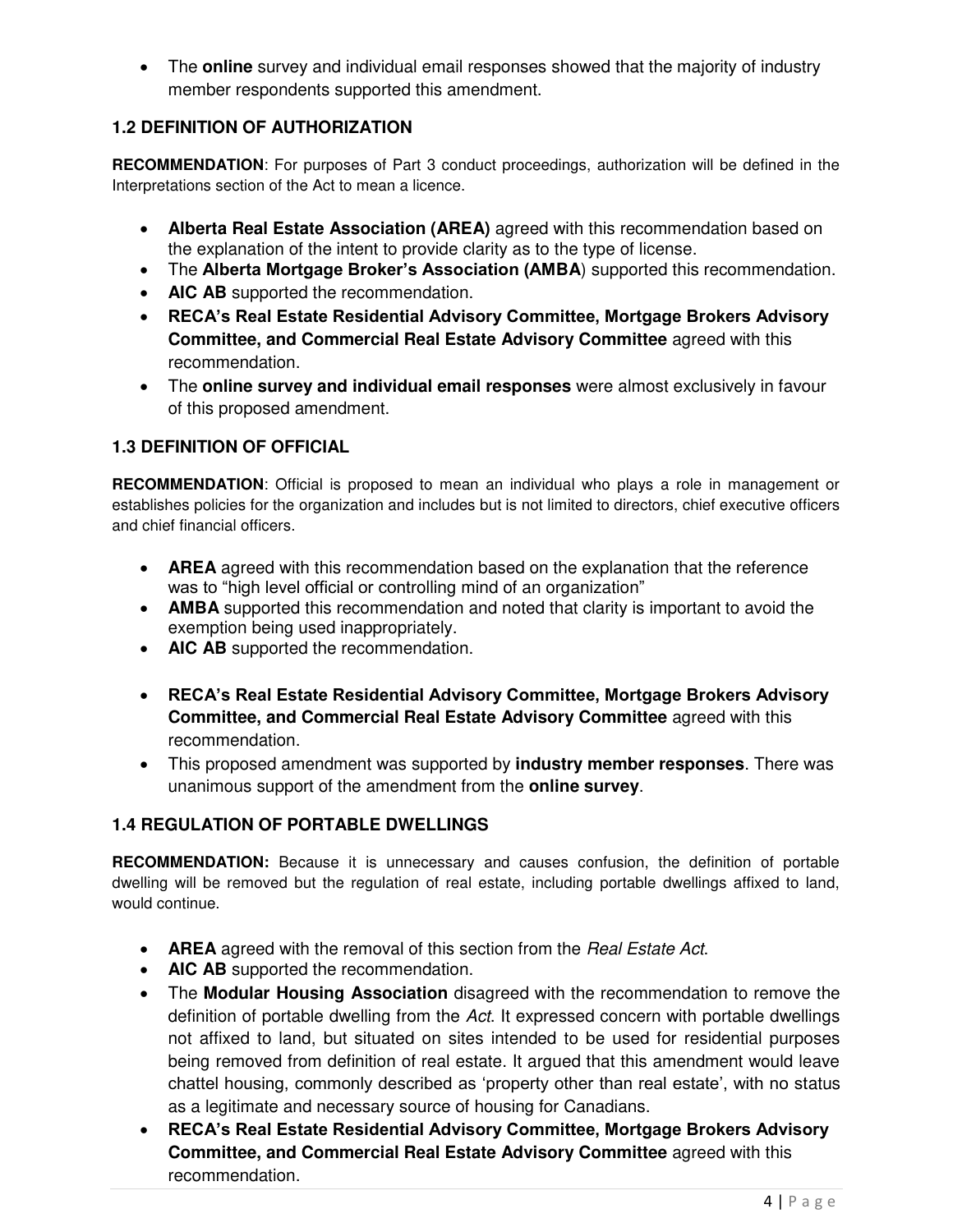- The **online** survey and individual email responses showed that the majority of industry member respondents supported this amendment.

### 1.2 DEFINITION OF AUTHORIZATION

**RECOMMENDATION**: For purposes of Part 3 conduct proceedings, authorization will be defined in the Interpretations section of the Act to mean a licence.

- **Alberta Real Estate Association (AREA)** agreed with this recommendation based on the explanation of the intent to provide clarity as to the type of license.
- The **Alberta Mortgage Broker's Association (AMBA**) supported this recommendation.
- **AIC AB** supported the recommendation.
- **RECA's Real Estate Residential Advisory Committee, Mortgage Brokers Advisory Committee, and Commercial Real Estate Advisory Committee** agreed with this recommendation.
- The **online survey and individual email responses** were almost exclusively in favour of this proposed amendment.

### 1.3 DEFINITION OF OFFICIAL

**RECOMMENDATION**: Official is proposed to mean an individual who plays a role in management or establishes policies for the organization and includes but is not limited to directors, chief executive officers and chief financial officers.

- **AREA** agreed with this recommendation based on the explanation that the reference was to "high level official or controlling mind of an organization"
- **AMBA** supported this recommendation and noted that clarity is important to avoid the exemption being used inappropriately.
- **AIC AB** supported the recommendation.
- **RECA's Real Estate Residential Advisory Committee, Mortgage Brokers Advisory Committee, and Commercial Real Estate Advisory Committee** agreed with this recommendation.
- This proposed amendment was supported by **industry member responses**. There was unanimous support of the amendment from the **online survey**.

### 1.4 REGULATION OF PORTABLE DWELLINGS

**RECOMMENDATION:** Because it is unnecessary and causes confusion, the definition of portable dwelling will be removed but the regulation of real estate, including portable dwellings affixed to land, would continue.

- **AREA** agreed with the removal of this section from the *Real Estate Act*.
- **AIC AB** supported the recommendation.
- The **Modular Housing Association** disagreed with the recommendation to remove the definition of portable dwelling from the *Act*. It expressed concern with portable dwellings not affixed to land, but situated on sites intended to be used for residential purposes being removed from definition of real estate. It argued that this amendment would leave chattel housing, commonly described as 'property other than real estate', with no status as a legitimate and necessary source of housing for Canadians.
- **RECA's Real Estate Residential Advisory Committee, Mortgage Brokers Advisory Committee, and Commercial Real Estate Advisory Committee** agreed with this recommendation.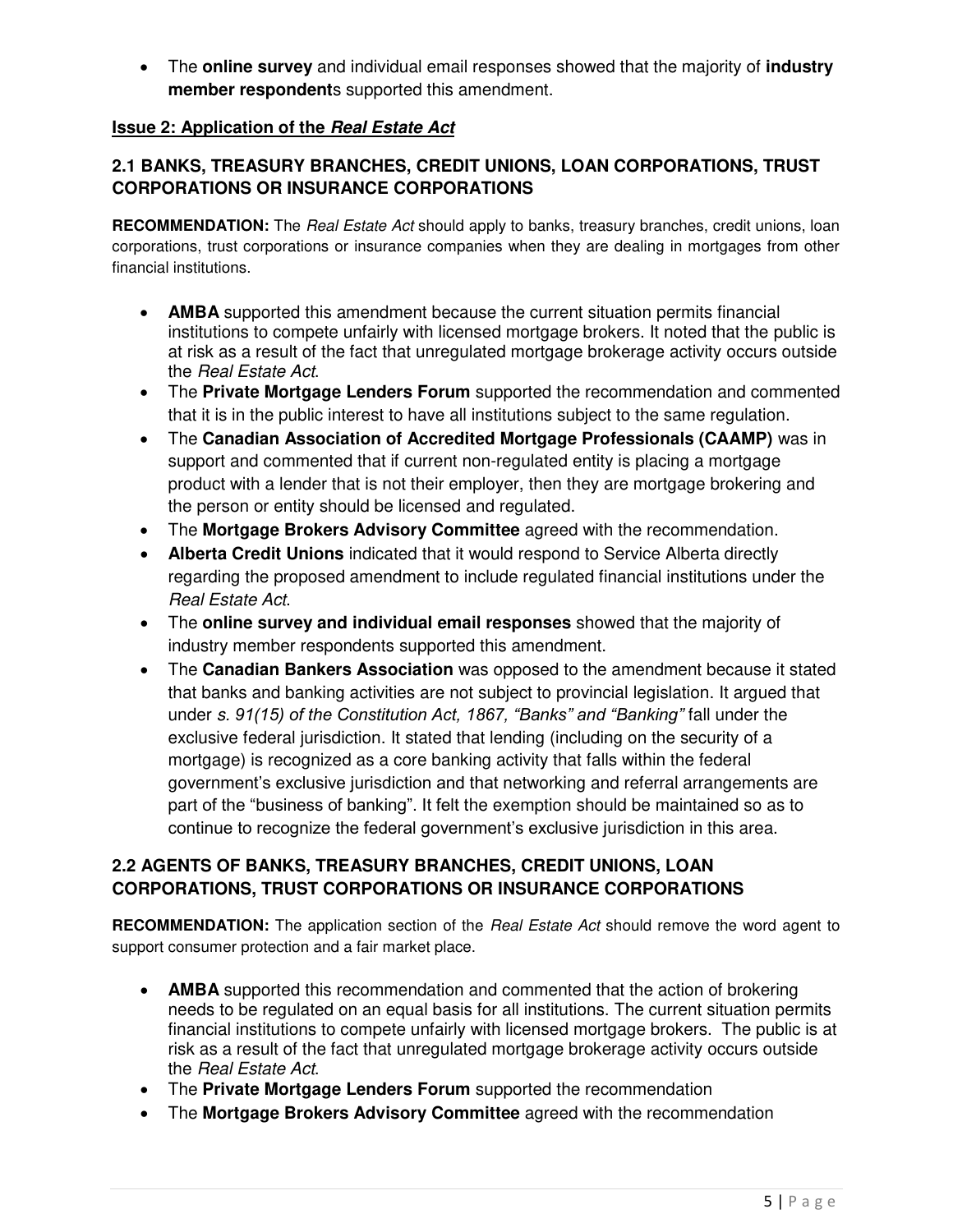- The **online survey** and individual email responses showed that the majority of **industry member respondent**s supported this amendment.

**Issue 2: Application of the *Real Estate Act***

### 2.1 BANKS, TREASURY BRANCHES, CREDIT UNIONS, LOAN CORPORATIONS, TRUST CORPORATIONS OR INSURANCE CORPORATIONS

**RECOMMENDATION:** The *Real Estate Act* should apply to banks, treasury branches, credit unions, loan corporations, trust corporations or insurance companies when they are dealing in mortgages from other financial institutions.

- **AMBA** supported this amendment because the current situation permits financial institutions to compete unfairly with licensed mortgage brokers. It noted that the public is at risk as a result of the fact that unregulated mortgage brokerage activity occurs outside the *Real Estate Act*.
- The **Private Mortgage Lenders Forum** supported the recommendation and commented that it is in the public interest to have all institutions subject to the same regulation.
- The **Canadian Association of Accredited Mortgage Professionals (CAAMP)** was in support and commented that if current non-regulated entity is placing a mortgage product with a lender that is not their employer, then they are mortgage brokering and the person or entity should be licensed and regulated.
- The **Mortgage Brokers Advisory Committee** agreed with the recommendation.
- **Alberta Credit Unions** indicated that it would respond to Service Alberta directly regarding the proposed amendment to include regulated financial institutions under the *Real Estate Act*.
- The **online survey and individual email responses** showed that the majority of industry member respondents supported this amendment.
- The **Canadian Bankers Association** was opposed to the amendment because it stated that banks and banking activities are not subject to provincial legislation. It argued that under *s. 91(15) of the Constitution Act, 1867, "Banks" and "Banking"* fall under the exclusive federal jurisdiction. It stated that lending (including on the security of a mortgage) is recognized as a core banking activity that falls within the federal government's exclusive jurisdiction and that networking and referral arrangements are part of the "business of banking". It felt the exemption should be maintained so as to continue to recognize the federal government's exclusive jurisdiction in this area.

### 2.2 AGENTS OF BANKS, TREASURY BRANCHES, CREDIT UNIONS, LOAN CORPORATIONS, TRUST CORPORATIONS OR INSURANCE CORPORATIONS

**RECOMMENDATION:** The application section of the *Real Estate Act* should remove the word agent to support consumer protection and a fair market place.

- **AMBA** supported this recommendation and commented that the action of brokering needs to be regulated on an equal basis for all institutions. The current situation permits financial institutions to compete unfairly with licensed mortgage brokers. The public is at risk as a result of the fact that unregulated mortgage brokerage activity occurs outside the *Real Estate Act*.
- The **Private Mortgage Lenders Forum** supported the recommendation
- The **Mortgage Brokers Advisory Committee** agreed with the recommendation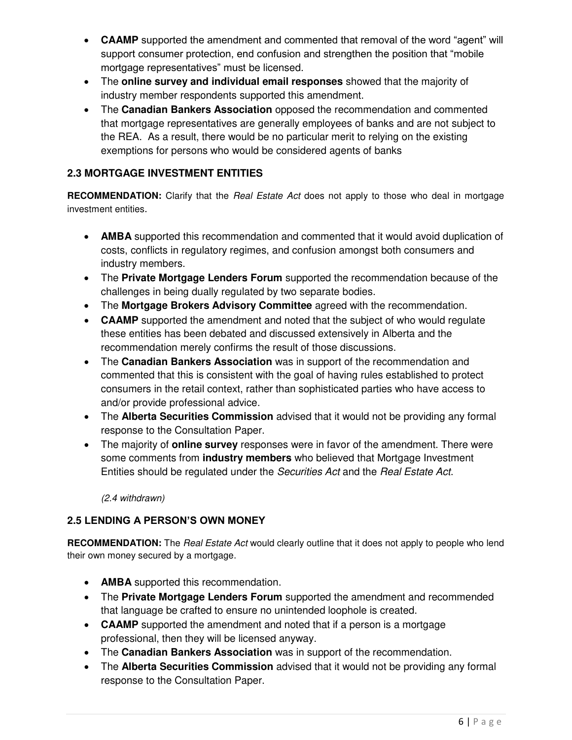- **CAAMP** supported the amendment and commented that removal of the word "agent" will support consumer protection, end confusion and strengthen the position that "mobile mortgage representatives" must be licensed.
- The **online survey and individual email responses** showed that the majority of industry member respondents supported this amendment.
- The **Canadian Bankers Association** opposed the recommendation and commented that mortgage representatives are generally employees of banks and are not subject to the REA. As a result, there would be no particular merit to relying on the existing exemptions for persons who would be considered agents of banks

### 2.3 MORTGAGE INVESTMENT ENTITIES

**RECOMMENDATION:** Clarify that the *Real Estate Act* does not apply to those who deal in mortgage investment entities.

- **AMBA** supported this recommendation and commented that it would avoid duplication of costs, conflicts in regulatory regimes, and confusion amongst both consumers and industry members.
- The **Private Mortgage Lenders Forum** supported the recommendation because of the challenges in being dually regulated by two separate bodies.
- The **Mortgage Brokers Advisory Committee** agreed with the recommendation.
- **CAAMP** supported the amendment and noted that the subject of who would regulate these entities has been debated and discussed extensively in Alberta and the recommendation merely confirms the result of those discussions.
- The **Canadian Bankers Association** was in support of the recommendation and commented that this is consistent with the goal of having rules established to protect consumers in the retail context, rather than sophisticated parties who have access to and/or provide professional advice.
- The **Alberta Securities Commission** advised that it would not be providing any formal response to the Consultation Paper.
- The majority of **online survey** responses were in favor of the amendment. There were some comments from **industry members** who believed that Mortgage Investment Entities should be regulated under the *Securities Act* and the *Real Estate Act*.

*(2.4 withdrawn)*

### 2.5 LENDING A PERSON'S OWN MONEY

**RECOMMENDATION:** The *Real Estate Act* would clearly outline that it does not apply to people who lend their own money secured by a mortgage.

- **AMBA** supported this recommendation.
- The **Private Mortgage Lenders Forum** supported the amendment and recommended that language be crafted to ensure no unintended loophole is created.
- **CAAMP** supported the amendment and noted that if a person is a mortgage professional, then they will be licensed anyway.
- The **Canadian Bankers Association** was in support of the recommendation.
- The **Alberta Securities Commission** advised that it would not be providing any formal response to the Consultation Paper.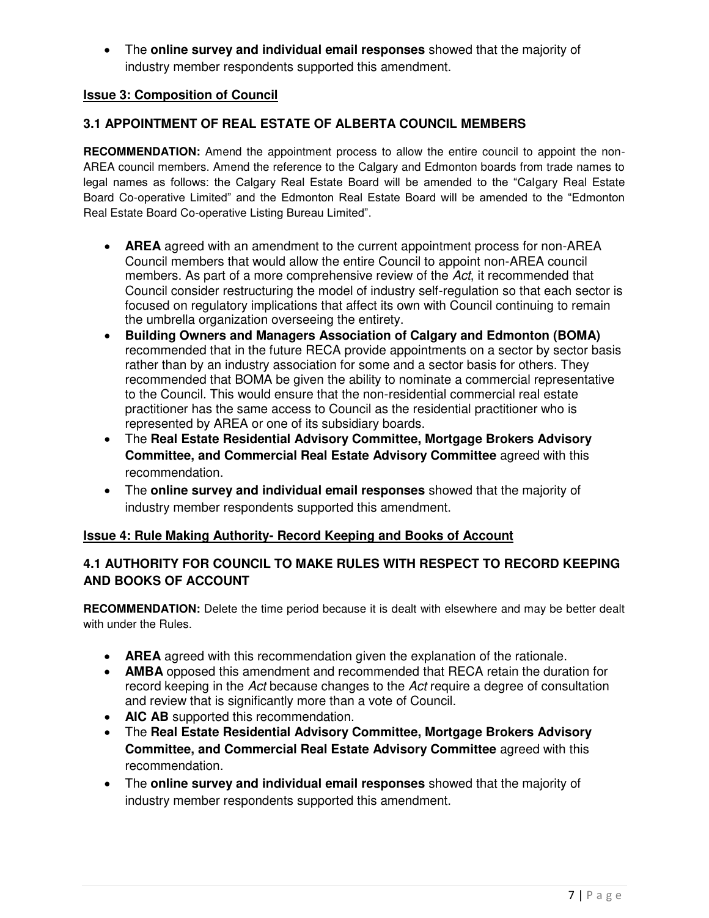- The **online survey and individual email responses** showed that the majority of industry member respondents supported this amendment.

## Issue 3: Composition of Council

### 3.1 APPOINTMENT OF REAL ESTATE OF ALBERTA COUNCIL MEMBERS

**RECOMMENDATION:** Amend the appointment process to allow the entire council to appoint the non-AREA council members. Amend the reference to the Calgary and Edmonton boards from trade names to legal names as follows: the Calgary Real Estate Board will be amended to the "Calgary Real Estate Board Co-operative Limited" and the Edmonton Real Estate Board will be amended to the "Edmonton Real Estate Board Co-operative Listing Bureau Limited".

- **AREA** agreed with an amendment to the current appointment process for non-AREA Council members that would allow the entire Council to appoint non-AREA council members. As part of a more comprehensive review of the *Act*, it recommended that Council consider restructuring the model of industry self-regulation so that each sector is focused on regulatory implications that affect its own with Council continuing to remain the umbrella organization overseeing the entirety.
- **Building Owners and Managers Association of Calgary and Edmonton (BOMA)** recommended that in the future RECA provide appointments on a sector by sector basis rather than by an industry association for some and a sector basis for others. They recommended that BOMA be given the ability to nominate a commercial representative to the Council. This would ensure that the non-residential commercial real estate practitioner has the same access to Council as the residential practitioner who is represented by AREA or one of its subsidiary boards.
- The **Real Estate Residential Advisory Committee, Mortgage Brokers Advisory Committee, and Commercial Real Estate Advisory Committee** agreed with this recommendation.
- The **online survey and individual email responses** showed that the majority of industry member respondents supported this amendment.

## Issue 4: Rule Making Authority- Record Keeping and Books of Account

### 4.1 AUTHORITY FOR COUNCIL TO MAKE RULES WITH RESPECT TO RECORD KEEPING AND BOOKS OF ACCOUNT

**RECOMMENDATION:** Delete the time period because it is dealt with elsewhere and may be better dealt with under the Rules.

- **AREA** agreed with this recommendation given the explanation of the rationale.
- **AMBA** opposed this amendment and recommended that RECA retain the duration for record keeping in the *Act* because changes to the *Act* require a degree of consultation and review that is significantly more than a vote of Council.
- **AIC AB** supported this recommendation.
- The **Real Estate Residential Advisory Committee, Mortgage Brokers Advisory Committee, and Commercial Real Estate Advisory Committee** agreed with this recommendation.
- The **online survey and individual email responses** showed that the majority of industry member respondents supported this amendment.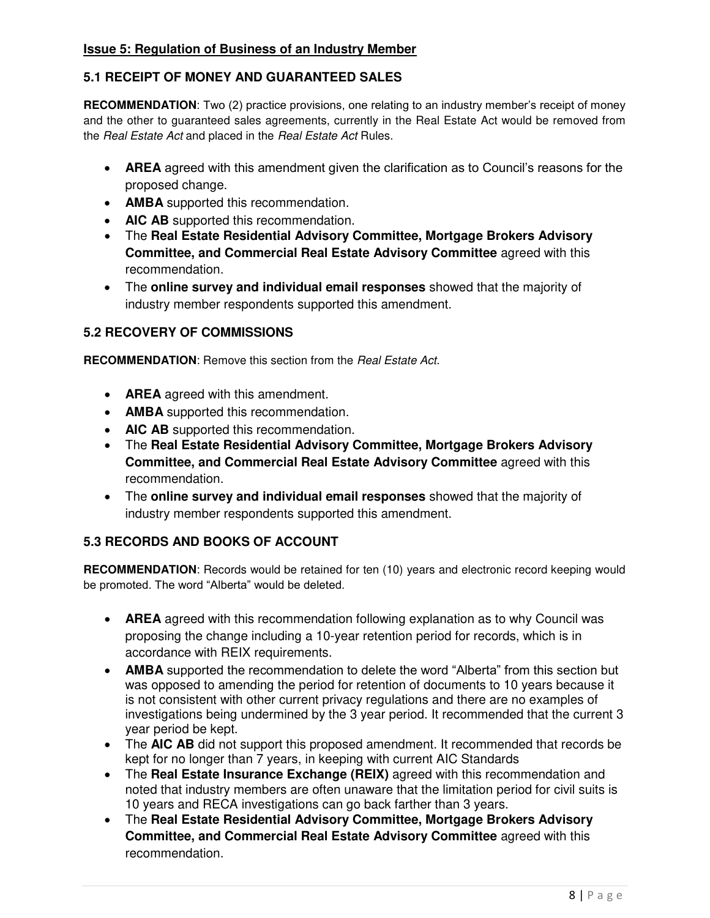## Issue 5: Regulation of Business of an Industry Member

### 5.1 RECEIPT OF MONEY AND GUARANTEED SALES

**RECOMMENDATION**: Two (2) practice provisions, one relating to an industry member's receipt of money and the other to guaranteed sales agreements, currently in the Real Estate Act would be removed from the *Real Estate Act* and placed in the *Real Estate Act* Rules.

- **AREA** agreed with this amendment given the clarification as to Council's reasons for the proposed change.
- **AMBA** supported this recommendation.
- **AIC AB** supported this recommendation.
- The **Real Estate Residential Advisory Committee, Mortgage Brokers Advisory Committee, and Commercial Real Estate Advisory Committee** agreed with this recommendation.
- The **online survey and individual email responses** showed that the majority of industry member respondents supported this amendment.

### 5.2 RECOVERY OF COMMISSIONS

**RECOMMENDATION**: Remove this section from the *Real Estate Act*.

- **AREA** agreed with this amendment.
- **AMBA** supported this recommendation.
- **AIC AB** supported this recommendation.
- The **Real Estate Residential Advisory Committee, Mortgage Brokers Advisory Committee, and Commercial Real Estate Advisory Committee** agreed with this recommendation.
- The **online survey and individual email responses** showed that the majority of industry member respondents supported this amendment.

### 5.3 RECORDS AND BOOKS OF ACCOUNT

**RECOMMENDATION**: Records would be retained for ten (10) years and electronic record keeping would be promoted. The word "Alberta" would be deleted.

- **AREA** agreed with this recommendation following explanation as to why Council was proposing the change including a 10-year retention period for records, which is in accordance with REIX requirements.
- **AMBA** supported the recommendation to delete the word "Alberta" from this section but was opposed to amending the period for retention of documents to 10 years because it is not consistent with other current privacy regulations and there are no examples of investigations being undermined by the 3 year period. It recommended that the current 3 year period be kept.
- The **AIC AB** did not support this proposed amendment. It recommended that records be kept for no longer than 7 years, in keeping with current AIC Standards
- The **Real Estate Insurance Exchange (REIX)** agreed with this recommendation and noted that industry members are often unaware that the limitation period for civil suits is 10 years and RECA investigations can go back farther than 3 years.
- The **Real Estate Residential Advisory Committee, Mortgage Brokers Advisory Committee, and Commercial Real Estate Advisory Committee** agreed with this recommendation.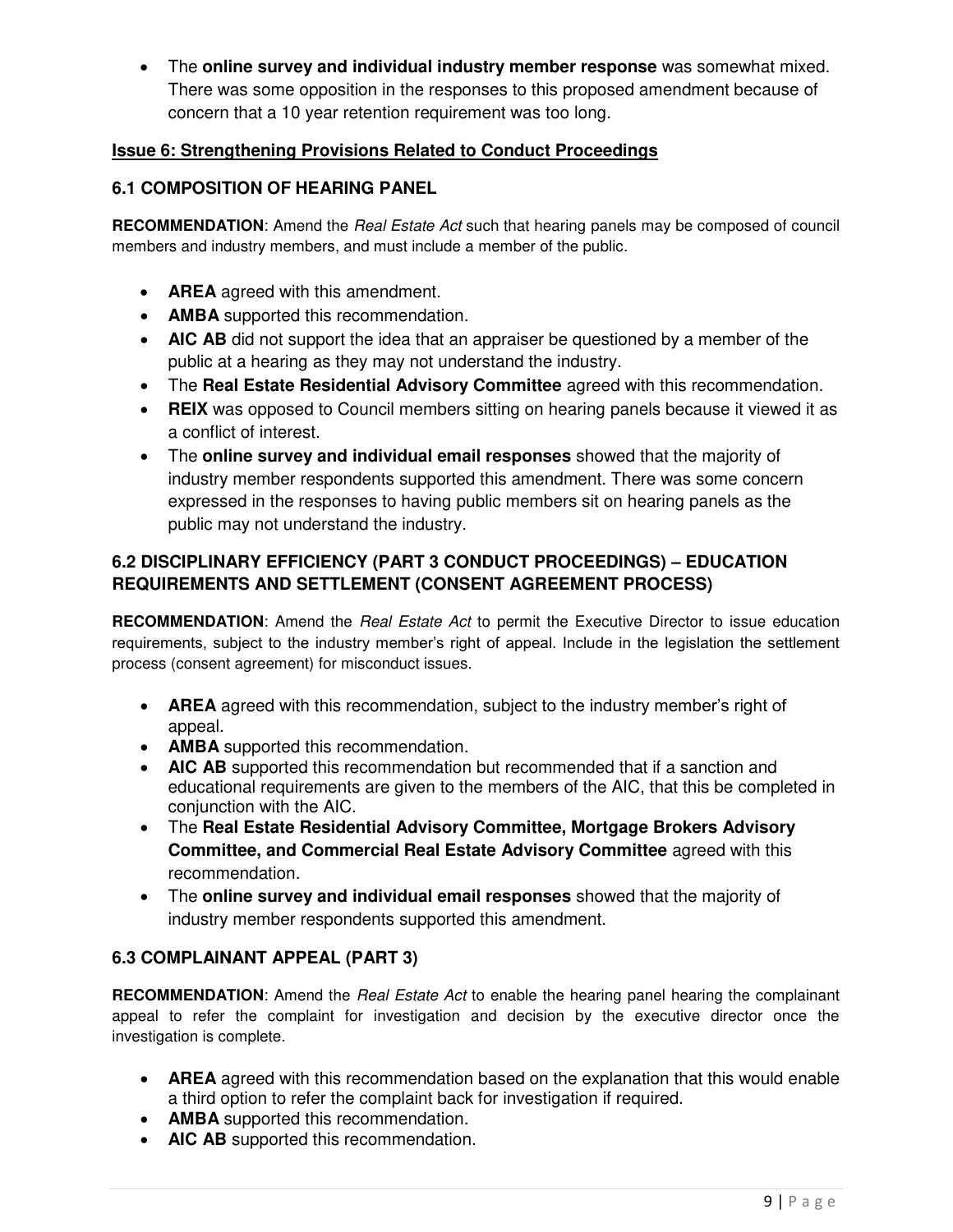- The **online survey and individual industry member response** was somewhat mixed. There was some opposition in the responses to this proposed amendment because of concern that a 10 year retention requirement was too long.

## Issue 6: Strengthening Provisions Related to Conduct Proceedings

### 6.1 COMPOSITION OF HEARING PANEL

**RECOMMENDATION**: Amend the *Real Estate Act* such that hearing panels may be composed of council members and industry members, and must include a member of the public.

- **AREA** agreed with this amendment.
- **AMBA** supported this recommendation.
- **AIC AB** did not support the idea that an appraiser be questioned by a member of the public at a hearing as they may not understand the industry.
- The **Real Estate Residential Advisory Committee** agreed with this recommendation.
- **REIX** was opposed to Council members sitting on hearing panels because it viewed it as a conflict of interest.
- The **online survey and individual email responses** showed that the majority of industry member respondents supported this amendment. There was some concern expressed in the responses to having public members sit on hearing panels as the public may not understand the industry.

### 6.2 DISCIPLINARY EFFICIENCY (PART 3 CONDUCT PROCEEDINGS) – EDUCATION REQUIREMENTS AND SETTLEMENT (CONSENT AGREEMENT PROCESS)

**RECOMMENDATION**: Amend the *Real Estate Act* to permit the Executive Director to issue education requirements, subject to the industry member's right of appeal. Include in the legislation the settlement process (consent agreement) for misconduct issues.

- **AREA** agreed with this recommendation, subject to the industry member's right of appeal.
- **AMBA** supported this recommendation.
- **AIC AB** supported this recommendation but recommended that if a sanction and educational requirements are given to the members of the AIC, that this be completed in conjunction with the AIC.
- The **Real Estate Residential Advisory Committee, Mortgage Brokers Advisory Committee, and Commercial Real Estate Advisory Committee** agreed with this recommendation.
- The **online survey and individual email responses** showed that the majority of industry member respondents supported this amendment.

### 6.3 COMPLAINANT APPEAL (PART 3)

**RECOMMENDATION**: Amend the *Real Estate Act* to enable the hearing panel hearing the complainant appeal to refer the complaint for investigation and decision by the executive director once the investigation is complete.

- **AREA** agreed with this recommendation based on the explanation that this would enable a third option to refer the complaint back for investigation if required.
- **AMBA** supported this recommendation.
- **AIC AB** supported this recommendation.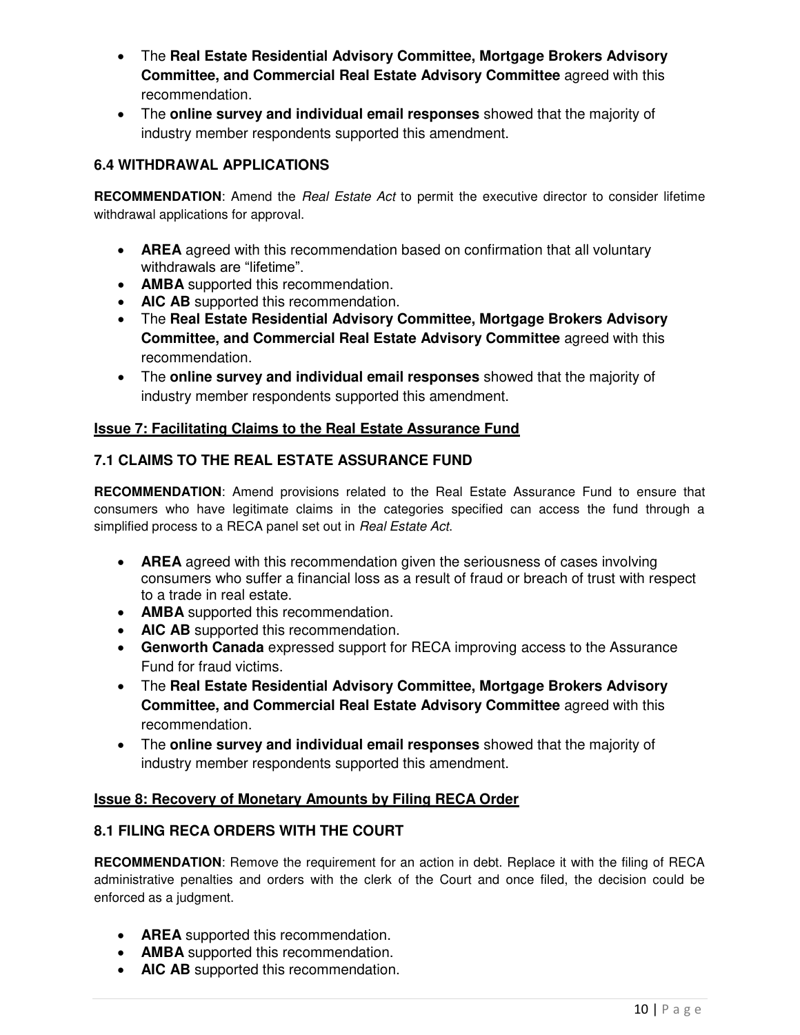- The **Real Estate Residential Advisory Committee, Mortgage Brokers Advisory Committee, and Commercial Real Estate Advisory Committee** agreed with this recommendation.
- The **online survey and individual email responses** showed that the majority of industry member respondents supported this amendment.

### 6.4 WITHDRAWAL APPLICATIONS

**RECOMMENDATION**: Amend the *Real Estate Act* to permit the executive director to consider lifetime withdrawal applications for approval.

- **AREA** agreed with this recommendation based on confirmation that all voluntary withdrawals are "lifetime".
- **AMBA** supported this recommendation.
- **AIC AB** supported this recommendation.
- The **Real Estate Residential Advisory Committee, Mortgage Brokers Advisory Committee, and Commercial Real Estate Advisory Committee** agreed with this recommendation.
- The **online survey and individual email responses** showed that the majority of industry member respondents supported this amendment.

## Issue 7: Facilitating Claims to the Real Estate Assurance Fund

### 7.1 CLAIMS TO THE REAL ESTATE ASSURANCE FUND

**RECOMMENDATION**: Amend provisions related to the Real Estate Assurance Fund to ensure that consumers who have legitimate claims in the categories specified can access the fund through a simplified process to a RECA panel set out in *Real Estate Act*.

- **AREA** agreed with this recommendation given the seriousness of cases involving consumers who suffer a financial loss as a result of fraud or breach of trust with respect to a trade in real estate.
- **AMBA** supported this recommendation.
- **AIC AB** supported this recommendation.
- **Genworth Canada** expressed support for RECA improving access to the Assurance Fund for fraud victims.
- The **Real Estate Residential Advisory Committee, Mortgage Brokers Advisory Committee, and Commercial Real Estate Advisory Committee** agreed with this recommendation.
- The **online survey and individual email responses** showed that the majority of industry member respondents supported this amendment.

## Issue 8: Recovery of Monetary Amounts by Filing RECA Order

### 8.1 FILING RECA ORDERS WITH THE COURT

**RECOMMENDATION**: Remove the requirement for an action in debt. Replace it with the filing of RECA administrative penalties and orders with the clerk of the Court and once filed, the decision could be enforced as a judgment.

- **AREA** supported this recommendation.
- **AMBA** supported this recommendation.
- **AIC AB** supported this recommendation.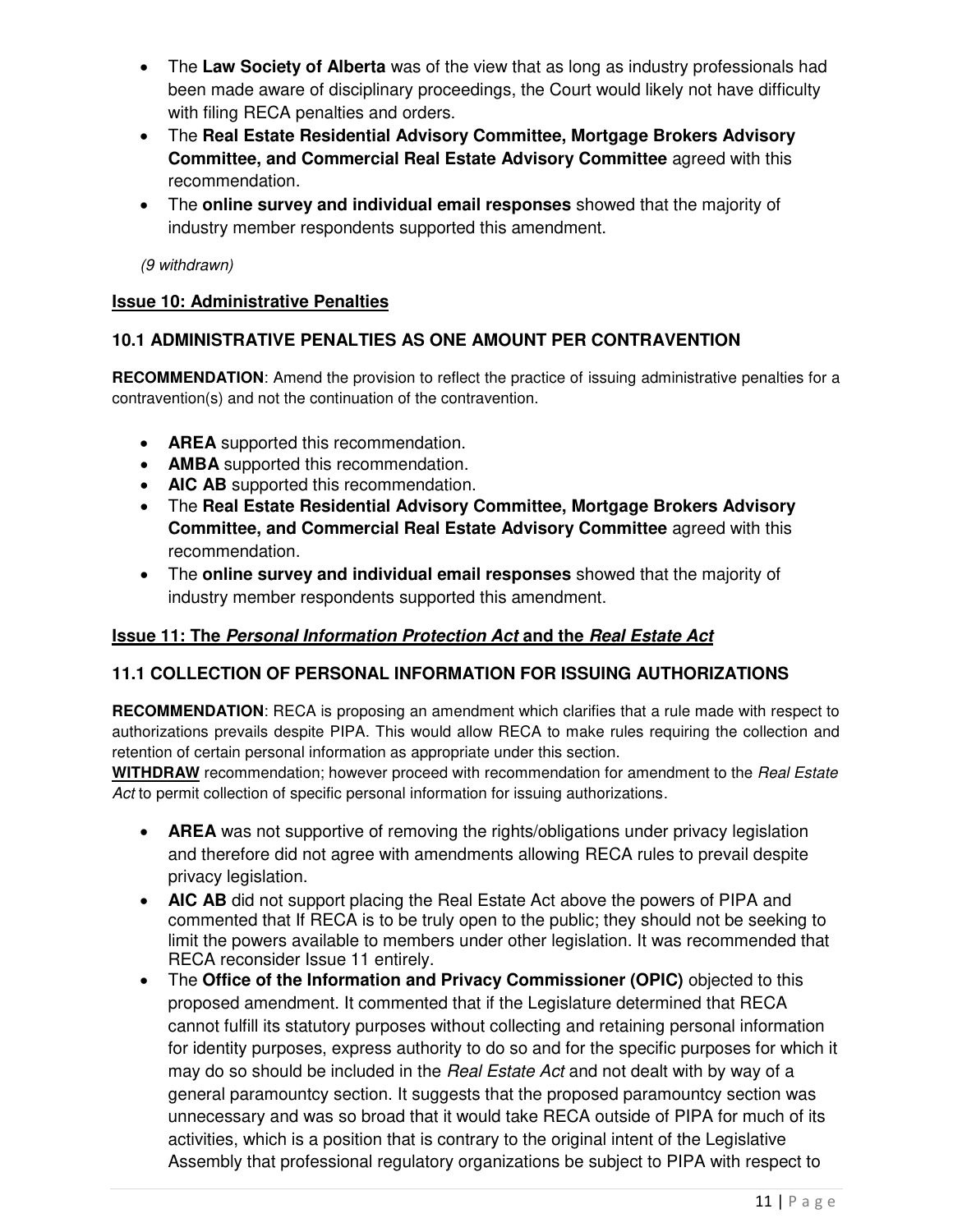- The **Law Society of Alberta** was of the view that as long as industry professionals had been made aware of disciplinary proceedings, the Court would likely not have difficulty with filing RECA penalties and orders.
- The **Real Estate Residential Advisory Committee, Mortgage Brokers Advisory Committee, and Commercial Real Estate Advisory Committee** agreed with this recommendation.
- The **online survey and individual email responses** showed that the majority of industry member respondents supported this amendment.

*(9 withdrawn)*

## **Issue 10: Administrative Penalties**

### 10.1 ADMINISTRATIVE PENALTIES AS ONE AMOUNT PER CONTRAVENTION

**RECOMMENDATION**: Amend the provision to reflect the practice of issuing administrative penalties for a contravention(s) and not the continuation of the contravention.

- **AREA** supported this recommendation.
- **AMBA** supported this recommendation.
- **AIC AB** supported this recommendation.
- The **Real Estate Residential Advisory Committee, Mortgage Brokers Advisory Committee, and Commercial Real Estate Advisory Committee** agreed with this recommendation.
- The **online survey and individual email responses** showed that the majority of industry member respondents supported this amendment.

## **Issue 11: The *Personal Information Protection Act* and the *Real Estate Act***

### 11.1 COLLECTION OF PERSONAL INFORMATION FOR ISSUING AUTHORIZATIONS

**RECOMMENDATION**: RECA is proposing an amendment which clarifies that a rule made with respect to authorizations prevails despite PIPA. This would allow RECA to make rules requiring the collection and retention of certain personal information as appropriate under this section.

**WITHDRAW** recommendation; however proceed with recommendation for amendment to the *Real Estate Act* to permit collection of specific personal information for issuing authorizations.

- **AREA** was not supportive of removing the rights/obligations under privacy legislation and therefore did not agree with amendments allowing RECA rules to prevail despite privacy legislation.
- **AIC AB** did not support placing the Real Estate Act above the powers of PIPA and commented that If RECA is to be truly open to the public; they should not be seeking to limit the powers available to members under other legislation. It was recommended that RECA reconsider Issue 11 entirely.
- The **Office of the Information and Privacy Commissioner (OPIC)** objected to this proposed amendment. It commented that if the Legislature determined that RECA cannot fulfill its statutory purposes without collecting and retaining personal information for identity purposes, express authority to do so and for the specific purposes for which it may do so should be included in the *Real Estate Act* and not dealt with by way of a general paramountcy section. It suggests that the proposed paramountcy section was unnecessary and was so broad that it would take RECA outside of PIPA for much of its activities, which is a position that is contrary to the original intent of the Legislative Assembly that professional regulatory organizations be subject to PIPA with respect to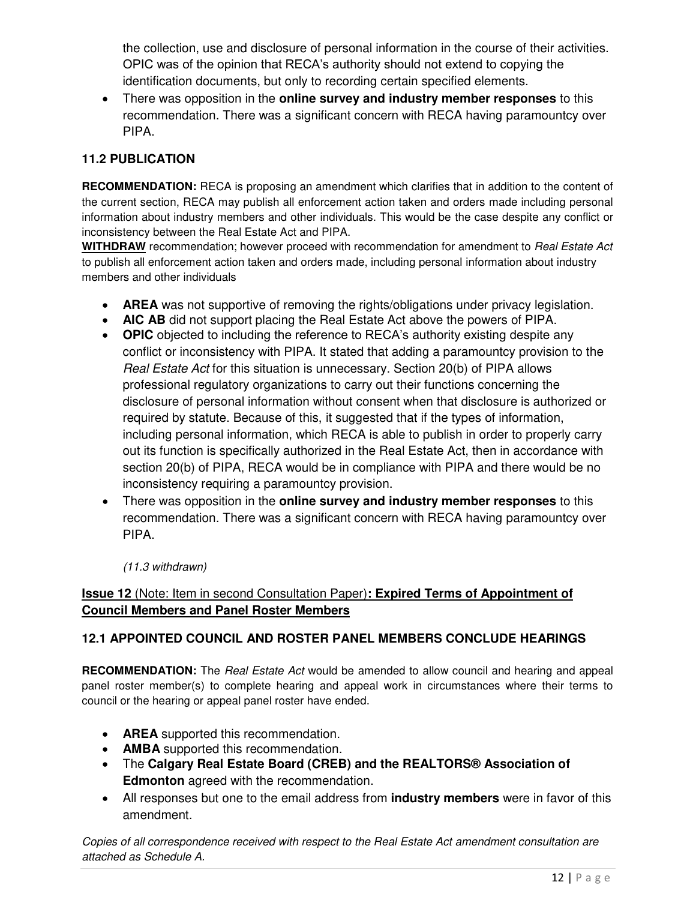the collection, use and disclosure of personal information in the course of their activities. OPIC was of the opinion that RECA's authority should not extend to copying the identification documents, but only to recording certain specified elements.

- There was opposition in the **online survey and industry member responses** to this recommendation. There was a significant concern with RECA having paramountcy over PIPA.

### 11.2 PUBLICATION

**RECOMMENDATION:** RECA is proposing an amendment which clarifies that in addition to the content of the current section, RECA may publish all enforcement action taken and orders made including personal information about industry members and other individuals. This would be the case despite any conflict or inconsistency between the Real Estate Act and PIPA.

**WITHDRAW** recommendation; however proceed with recommendation for amendment to *Real Estate Act* to publish all enforcement action taken and orders made, including personal information about industry members and other individuals

- **AREA** was not supportive of removing the rights/obligations under privacy legislation.
- **AIC AB** did not support placing the Real Estate Act above the powers of PIPA.
- **OPIC** objected to including the reference to RECA's authority existing despite any conflict or inconsistency with PIPA. It stated that adding a paramountcy provision to the *Real Estate Act* for this situation is unnecessary. Section 20(b) of PIPA allows professional regulatory organizations to carry out their functions concerning the disclosure of personal information without consent when that disclosure is authorized or required by statute. Because of this, it suggested that if the types of information, including personal information, which RECA is able to publish in order to properly carry out its function is specifically authorized in the Real Estate Act, then in accordance with section 20(b) of PIPA, RECA would be in compliance with PIPA and there would be no inconsistency requiring a paramountcy provision.
- There was opposition in the **online survey and industry member responses** to this recommendation. There was a significant concern with RECA having paramountcy over PIPA.

*(11.3 withdrawn)*

## **Issue 12** (Note: Item in second Consultation Paper)**: Expired Terms of Appointment of Council Members and Panel Roster Members**

### 12.1 APPOINTED COUNCIL AND ROSTER PANEL MEMBERS CONCLUDE HEARINGS

**RECOMMENDATION:** The *Real Estate Act* would be amended to allow council and hearing and appeal panel roster member(s) to complete hearing and appeal work in circumstances where their terms to council or the hearing or appeal panel roster have ended.

- **AREA** supported this recommendation.
- **AMBA** supported this recommendation.
- The **Calgary Real Estate Board (CREB) and the REALTORS® Association of Edmonton** agreed with the recommendation.
- All responses but one to the email address from **industry members** were in favor of this amendment.

*Copies of all correspondence received with respect to the Real Estate Act amendment consultation are attached as Schedule A.*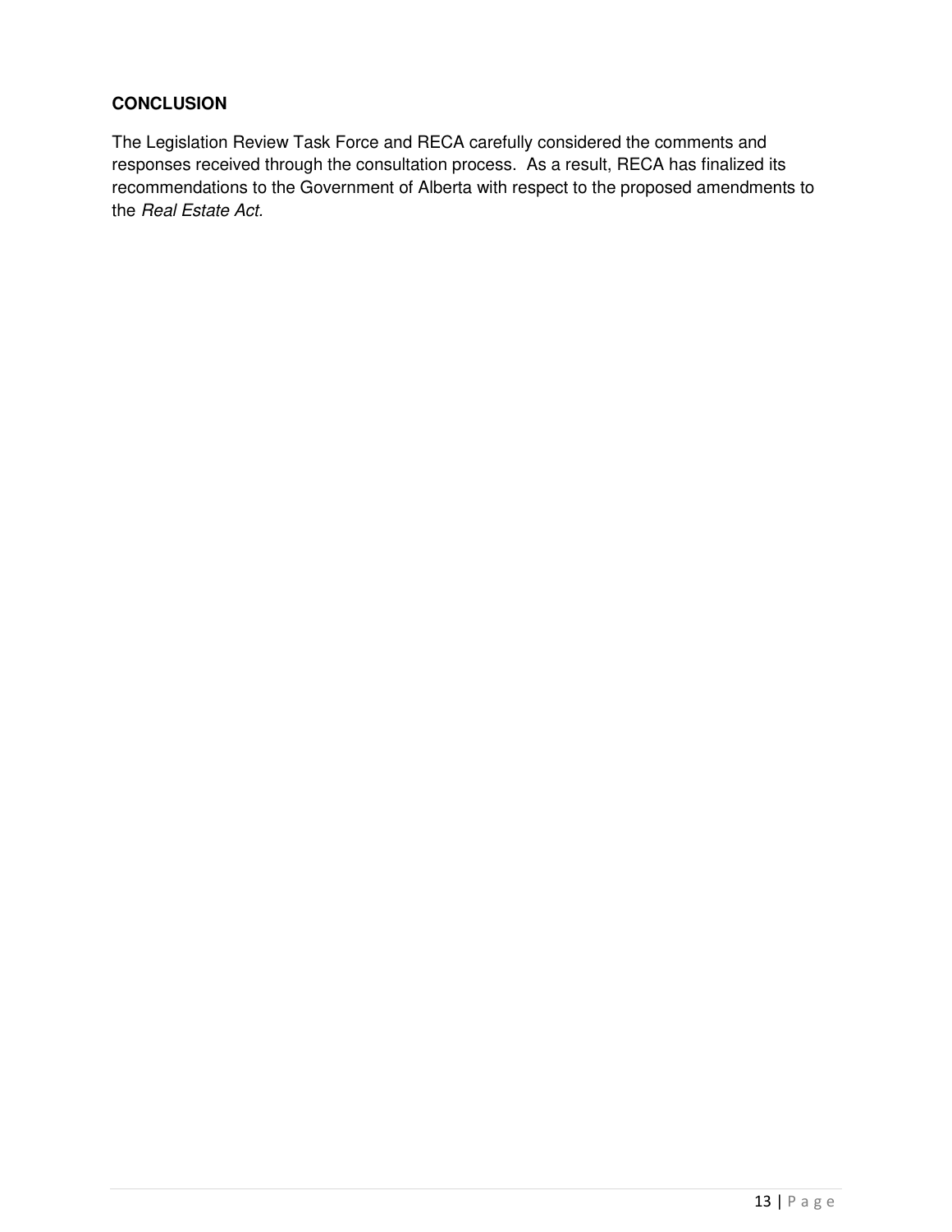**CONCLUSION**

The Legislation Review Task Force and RECA carefully considered the comments and responses received through the consultation process. As a result, RECA has finalized its recommendations to the Government of Alberta with respect to the proposed amendments to the *Real Estate Act*.